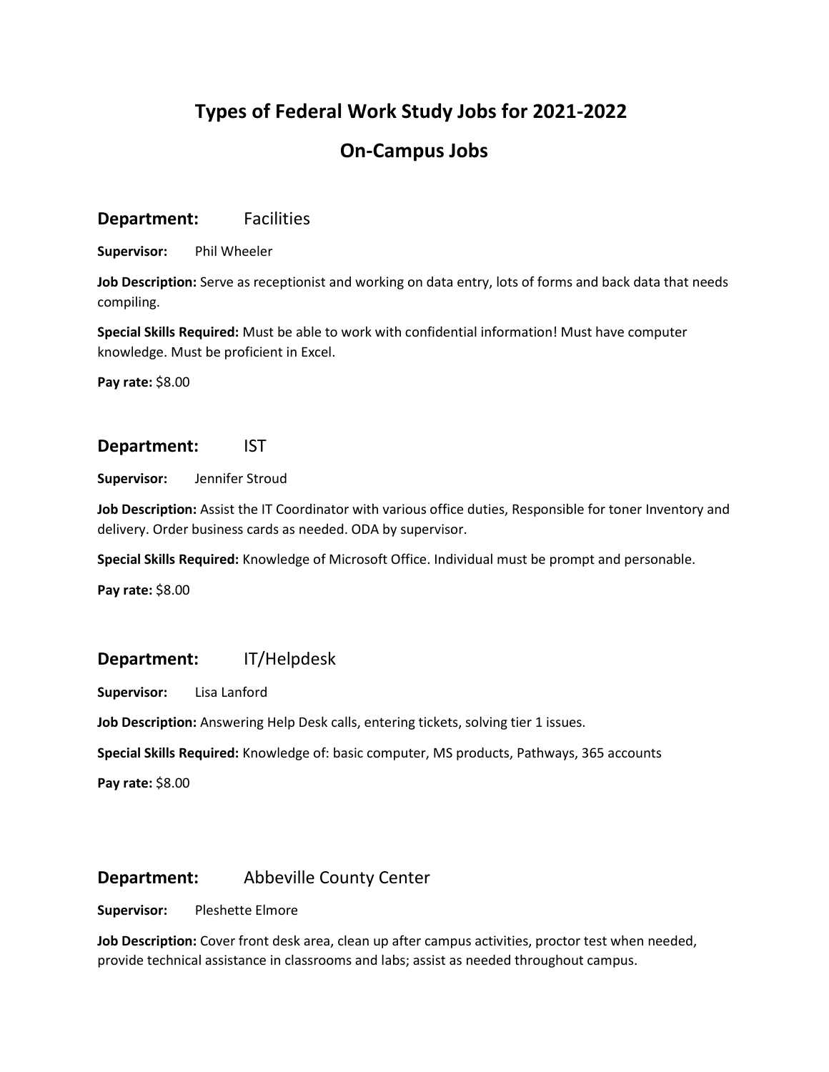# Types of Federal Work Study Jobs for 2021-2022

## On-Campus Jobs

### Department: Facilities

**Supervisor:** Phil Wheeler

**Job Description:** Serve as receptionist and working on data entry, lots of forms and back data that needs compiling.

**Special Skills Required:** Must be able to work with confidential information! Must have computer knowledge. Must be proficient in Excel.

**Pay rate:** $8.00

### Department: IST

**Supervisor:** Jennifer Stroud

**Job Description:** Assist the IT Coordinator with various office duties, Responsible for toner Inventory and delivery. Order business cards as needed. ODA by supervisor.

**Special Skills Required:** Knowledge of Microsoft Office. Individual must be prompt and personable.

**Pay rate:** $8.00

### Department: IT/Helpdesk

**Supervisor:** Lisa Lanford

**Job Description:** Answering Help Desk calls, entering tickets, solving tier 1 issues.

**Special Skills Required:** Knowledge of: basic computer, MS products, Pathways, 365 accounts

**Pay rate:** $8.00

### Department: Abbeville County Center

**Supervisor:** Pleshette Elmore

**Job Description:** Cover front desk area, clean up after campus activities, proctor test when needed, provide technical assistance in classrooms and labs; assist as needed throughout campus.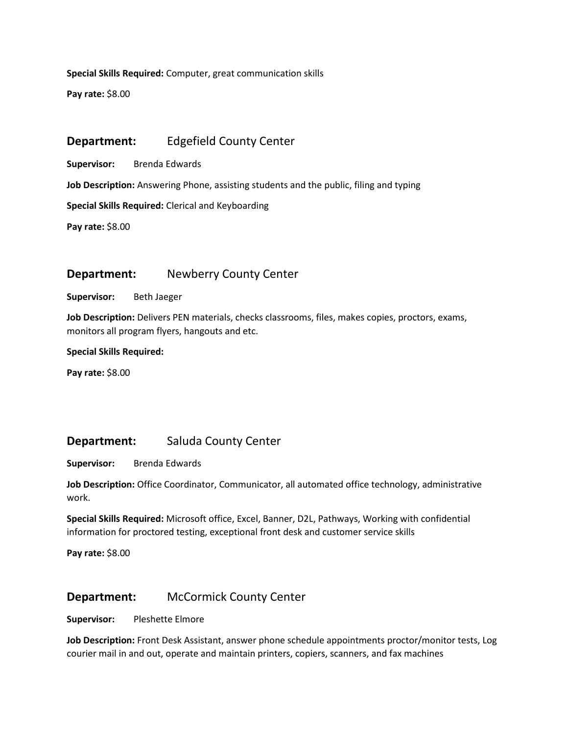**Special Skills Required:** Computer, great communication skills

**Pay rate:** $8.00

## Department: Edgefield County Center

**Supervisor:** Brenda Edwards

**Job Description:** Answering Phone, assisting students and the public, filing and typing

**Special Skills Required:** Clerical and Keyboarding

**Pay rate:** $8.00

## Department: Newberry County Center

**Supervisor:** Beth Jaeger

**Job Description:** Delivers PEN materials, checks classrooms, files, makes copies, proctors, exams, monitors all program flyers, hangouts and etc.

**Special Skills Required:**

**Pay rate:** $8.00

## Department: Saluda County Center

**Supervisor:** Brenda Edwards

**Job Description:** Office Coordinator, Communicator, all automated office technology, administrative work.

**Special Skills Required:** Microsoft office, Excel, Banner, D2L, Pathways, Working with confidential information for proctored testing, exceptional front desk and customer service skills

**Pay rate:** $8.00

## Department: McCormick County Center

**Supervisor:** Pleshette Elmore

**Job Description:** Front Desk Assistant, answer phone schedule appointments proctor/monitor tests, Log courier mail in and out, operate and maintain printers, copiers, scanners, and fax machines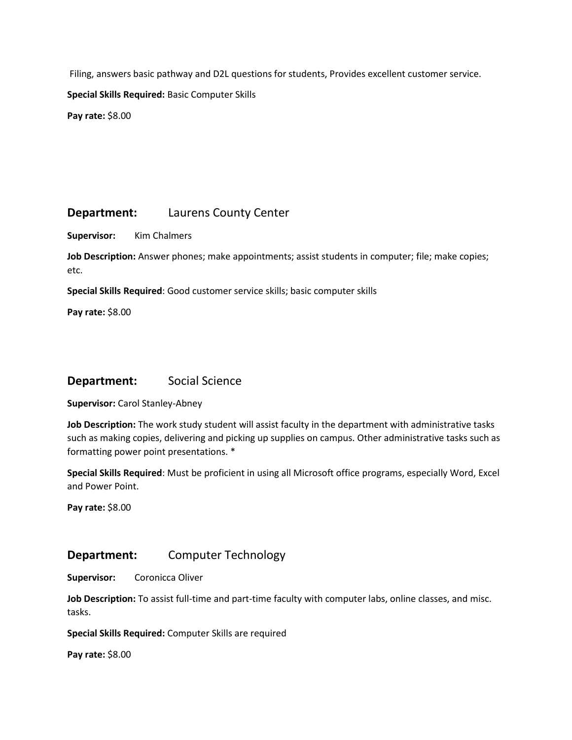Filing, answers basic pathway and D2L questions for students, Provides excellent customer service.

**Special Skills Required:** Basic Computer Skills

**Pay rate:** $8.00

## Department: Laurens County Center

**Supervisor:** Kim Chalmers

**Job Description:** Answer phones; make appointments; assist students in computer; file; make copies; etc.

**Special Skills Required**: Good customer service skills; basic computer skills

**Pay rate:** $8.00

## Department: Social Science

**Supervisor:** Carol Stanley-Abney

**Job Description:** The work study student will assist faculty in the department with administrative tasks such as making copies, delivering and picking up supplies on campus. Other administrative tasks such as formatting power point presentations. *

**Special Skills Required**: Must be proficient in using all Microsoft office programs, especially Word, Excel and Power Point.

**Pay rate:** $8.00

## Department: Computer Technology

**Supervisor:** Coronicca Oliver

**Job Description:** To assist full-time and part-time faculty with computer labs, online classes, and misc. tasks.

**Special Skills Required:** Computer Skills are required

**Pay rate:** $8.00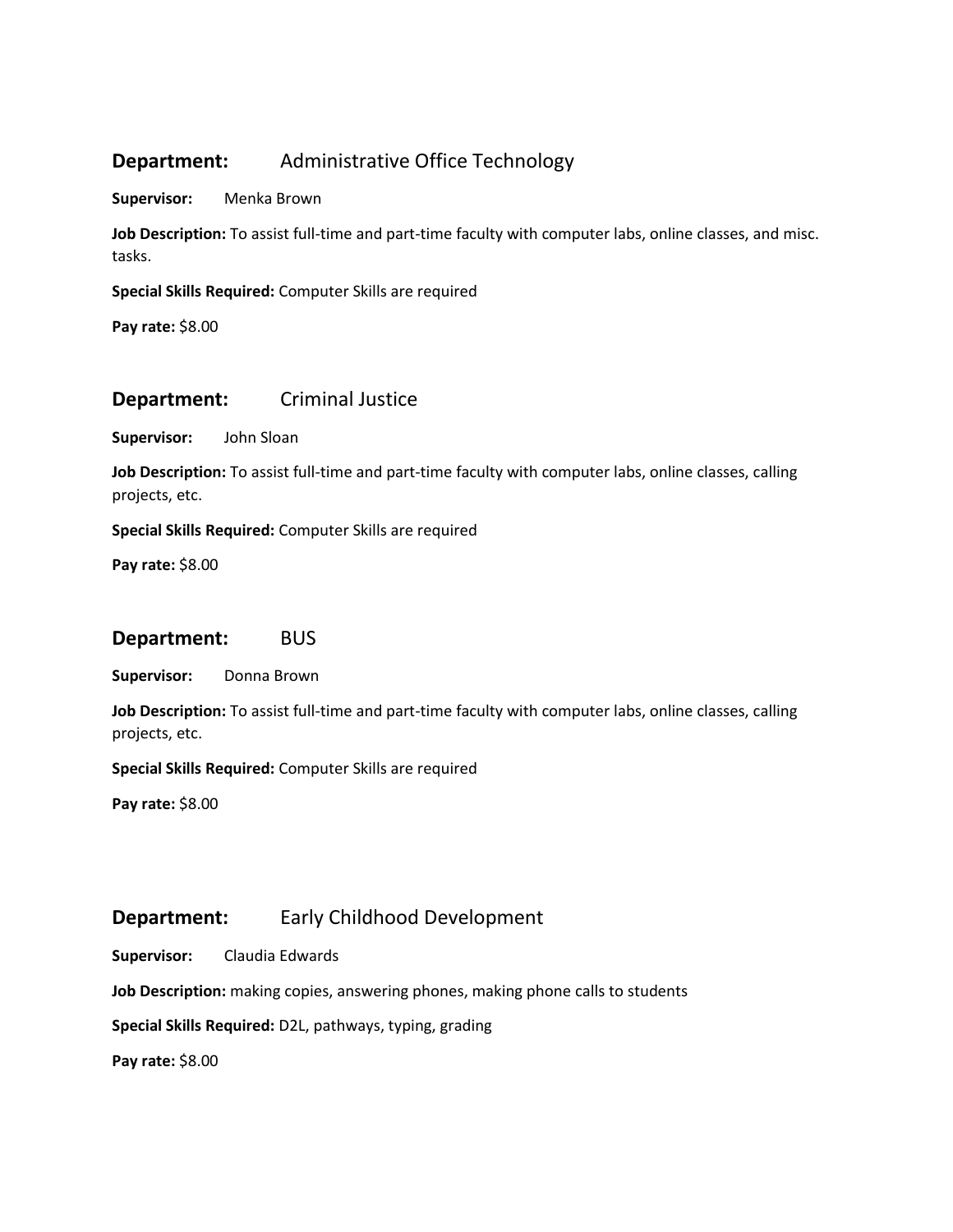## **Department:** Administrative Office Technology

**Supervisor:** Menka Brown

**Job Description:** To assist full-time and part-time faculty with computer labs, online classes, and misc. tasks.

**Special Skills Required:** Computer Skills are required

**Pay rate:** $8.00

## **Department:** Criminal Justice

**Supervisor:** John Sloan

**Job Description:** To assist full-time and part-time faculty with computer labs, online classes, calling projects, etc.

**Special Skills Required:** Computer Skills are required

**Pay rate:** $8.00

## **Department:** BUS

**Supervisor:** Donna Brown

**Job Description:** To assist full-time and part-time faculty with computer labs, online classes, calling projects, etc.

**Special Skills Required:** Computer Skills are required

**Pay rate:** $8.00

## **Department:** Early Childhood Development

**Supervisor:** Claudia Edwards

**Job Description:** making copies, answering phones, making phone calls to students

**Special Skills Required:** D2L, pathways, typing, grading

**Pay rate:** $8.00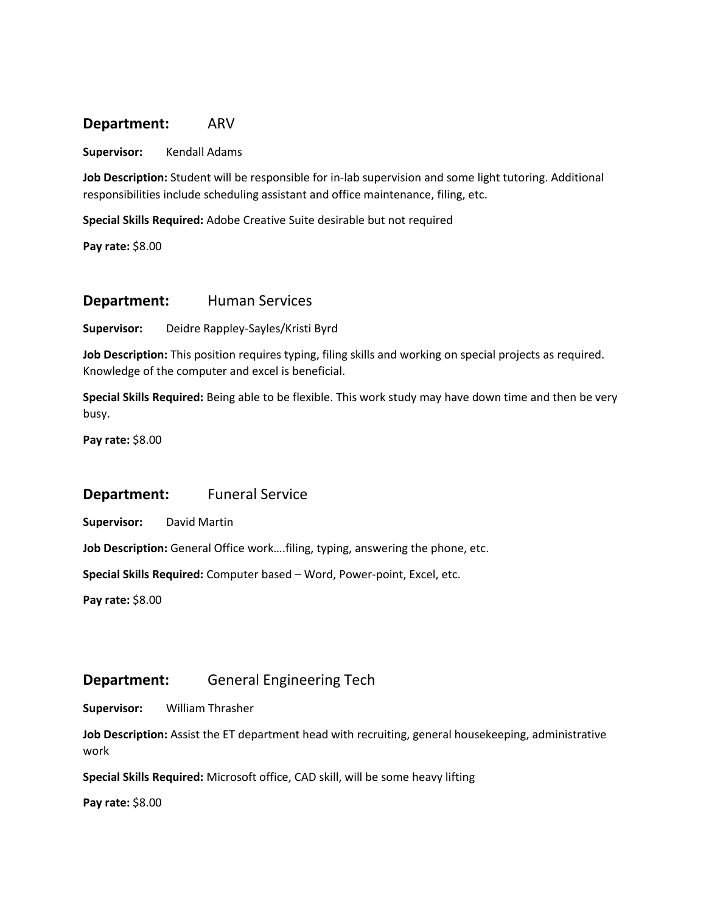## Department: ARV

**Supervisor:** Kendall Adams

**Job Description:** Student will be responsible for in-lab supervision and some light tutoring. Additional responsibilities include scheduling assistant and office maintenance, filing, etc.

**Special Skills Required:** Adobe Creative Suite desirable but not required

**Pay rate:** $8.00

## Department: Human Services

**Supervisor:** Deidre Rappley-Sayles/Kristi Byrd

**Job Description:** This position requires typing, filing skills and working on special projects as required. Knowledge of the computer and excel is beneficial.

**Special Skills Required:** Being able to be flexible. This work study may have down time and then be very busy.

**Pay rate:** $8.00

## Department: Funeral Service

**Supervisor:** David Martin

**Job Description:** General Office work….filing, typing, answering the phone, etc.

**Special Skills Required:** Computer based – Word, Power-point, Excel, etc.

**Pay rate:** $8.00

## Department: General Engineering Tech

**Supervisor:** William Thrasher

**Job Description:** Assist the ET department head with recruiting, general housekeeping, administrative work

**Special Skills Required:** Microsoft office, CAD skill, will be some heavy lifting

**Pay rate:** $8.00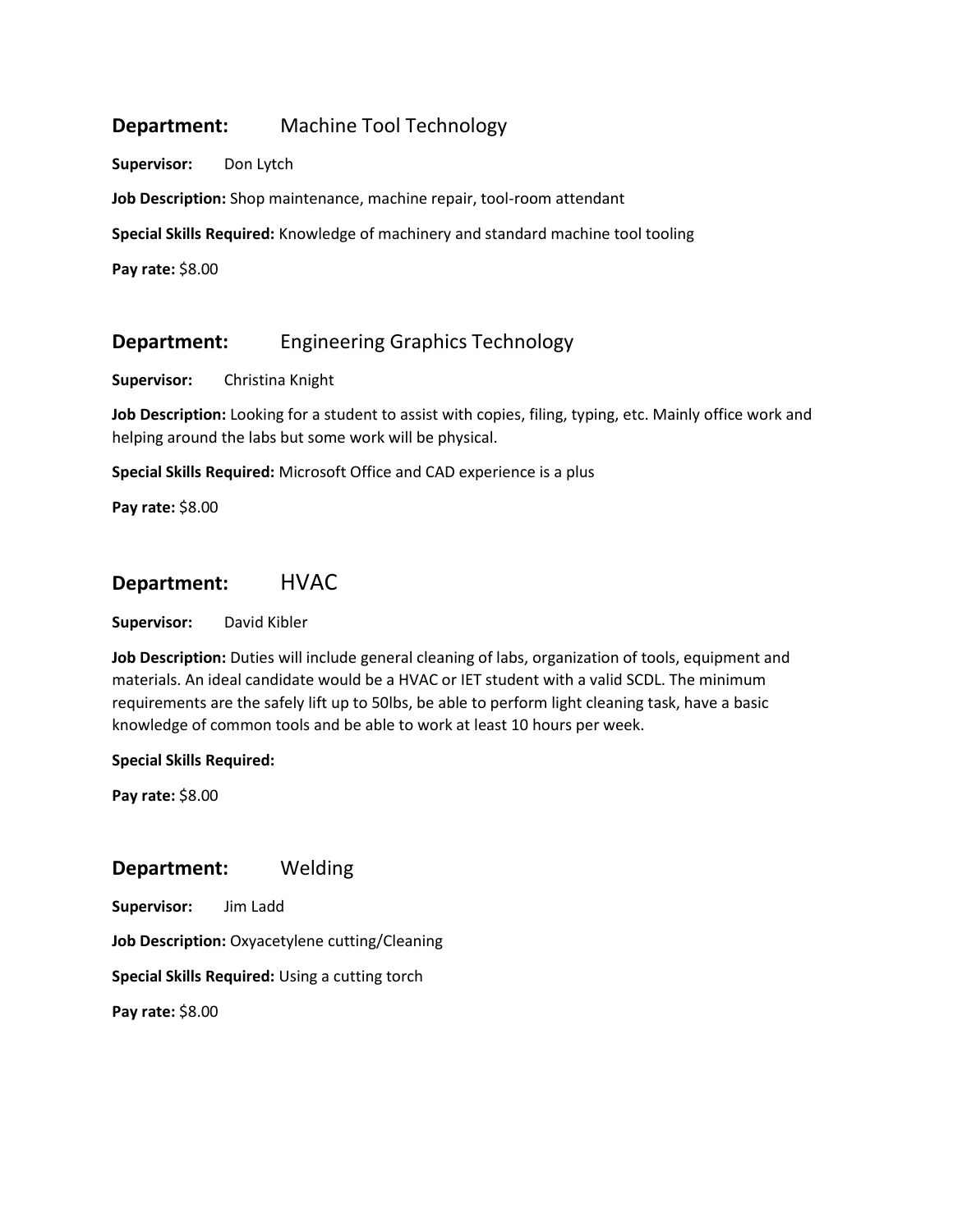## **Department:** Machine Tool Technology

**Supervisor:** Don Lytch

**Job Description:** Shop maintenance, machine repair, tool-room attendant

**Special Skills Required:** Knowledge of machinery and standard machine tool tooling

**Pay rate:** $8.00

## **Department:** Engineering Graphics Technology

**Supervisor:** Christina Knight

**Job Description:** Looking for a student to assist with copies, filing, typing, etc. Mainly office work and helping around the labs but some work will be physical.

**Special Skills Required:** Microsoft Office and CAD experience is a plus

**Pay rate:** $8.00

## **Department:** HVAC

**Supervisor:** David Kibler

**Job Description:** Duties will include general cleaning of labs, organization of tools, equipment and materials. An ideal candidate would be a HVAC or IET student with a valid SCDL. The minimum requirements are the safely lift up to 50lbs, be able to perform light cleaning task, have a basic knowledge of common tools and be able to work at least 10 hours per week.

**Special Skills Required:**

**Pay rate:** $8.00

## **Department:** Welding

**Supervisor:** Jim Ladd

**Job Description:** Oxyacetylene cutting/Cleaning

**Special Skills Required:** Using a cutting torch

**Pay rate:** $8.00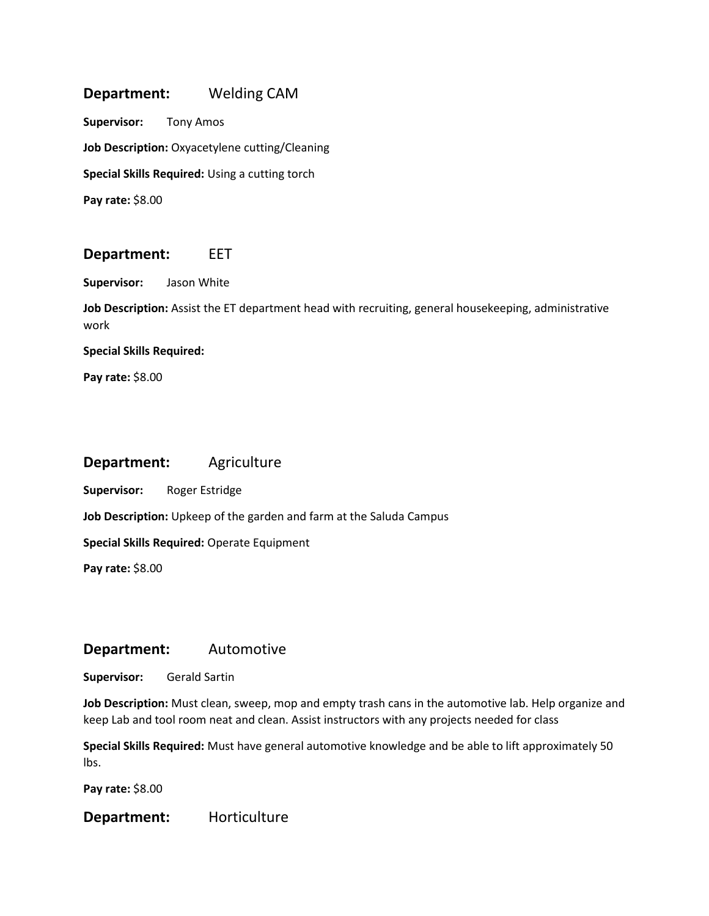## Department: Welding CAM

**Supervisor:** Tony Amos

**Job Description:** Oxyacetylene cutting/Cleaning

**Special Skills Required:** Using a cutting torch

**Pay rate:** $8.00

## Department: EET

**Supervisor:** Jason White

**Job Description:** Assist the ET department head with recruiting, general housekeeping, administrative work

**Special Skills Required:**

**Pay rate:** $8.00

## Department: Agriculture

**Supervisor:** Roger Estridge

**Job Description:** Upkeep of the garden and farm at the Saluda Campus

**Special Skills Required:** Operate Equipment

**Pay rate:** $8.00

## Department: Automotive

**Supervisor:** Gerald Sartin

**Job Description:** Must clean, sweep, mop and empty trash cans in the automotive lab. Help organize and keep Lab and tool room neat and clean. Assist instructors with any projects needed for class

**Special Skills Required:** Must have general automotive knowledge and be able to lift approximately 50 lbs.

**Pay rate:** $8.00

## Department: Horticulture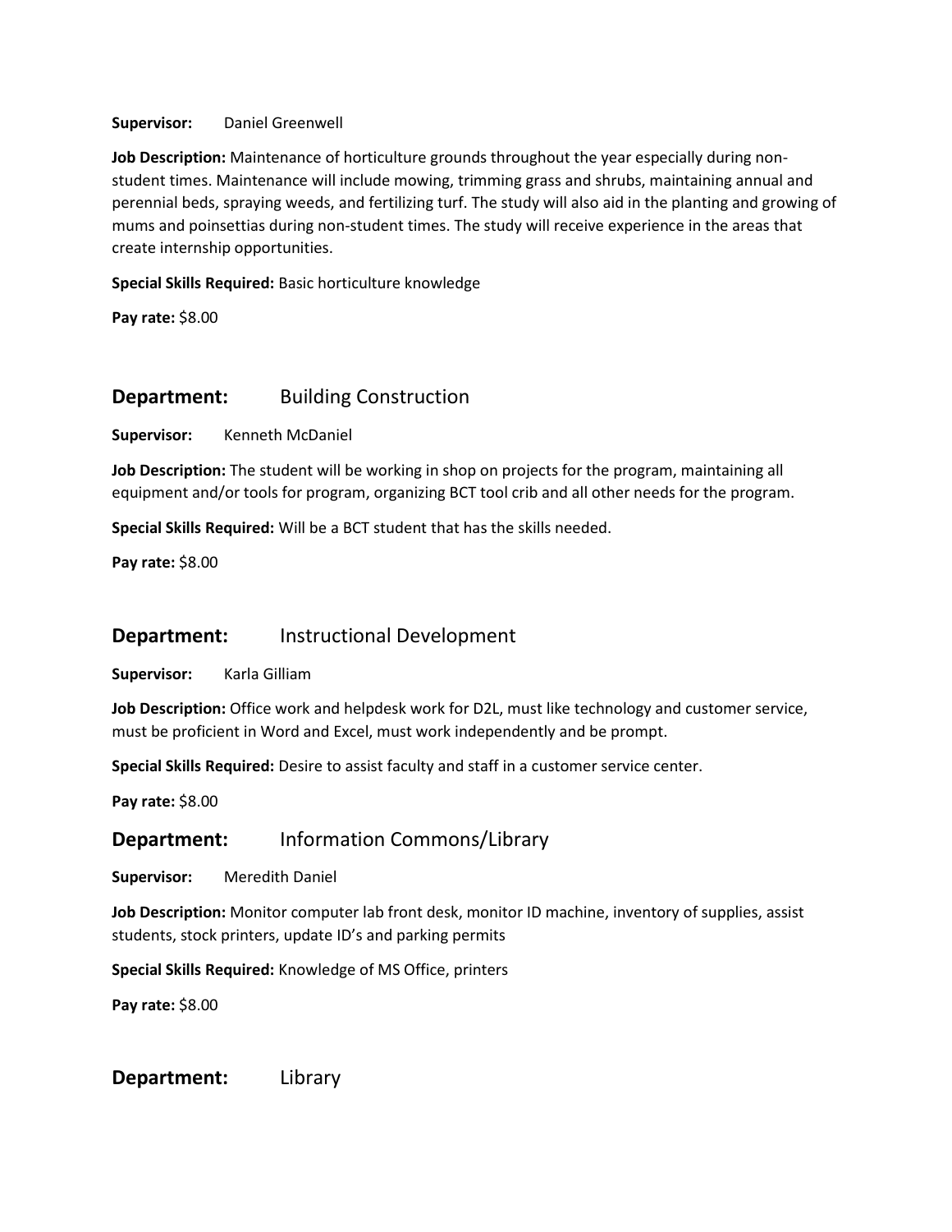**Supervisor:** Daniel Greenwell

**Job Description:** Maintenance of horticulture grounds throughout the year especially during non-student times. Maintenance will include mowing, trimming grass and shrubs, maintaining annual and perennial beds, spraying weeds, and fertilizing turf. The study will also aid in the planting and growing of mums and poinsettias during non-student times. The study will receive experience in the areas that create internship opportunities.

**Special Skills Required:** Basic horticulture knowledge

**Pay rate:** $8.00

## Department: Building Construction

**Supervisor:** Kenneth McDaniel

**Job Description:** The student will be working in shop on projects for the program, maintaining all equipment and/or tools for program, organizing BCT tool crib and all other needs for the program.

**Special Skills Required:** Will be a BCT student that has the skills needed.

**Pay rate:** $8.00

## Department: Instructional Development

**Supervisor:** Karla Gilliam

**Job Description:** Office work and helpdesk work for D2L, must like technology and customer service, must be proficient in Word and Excel, must work independently and be prompt.

**Special Skills Required:** Desire to assist faculty and staff in a customer service center.

**Pay rate:** $8.00

## Department: Information Commons/Library

**Supervisor:** Meredith Daniel

**Job Description:** Monitor computer lab front desk, monitor ID machine, inventory of supplies, assist students, stock printers, update ID's and parking permits

**Special Skills Required:** Knowledge of MS Office, printers

**Pay rate:** $8.00

## Department: Library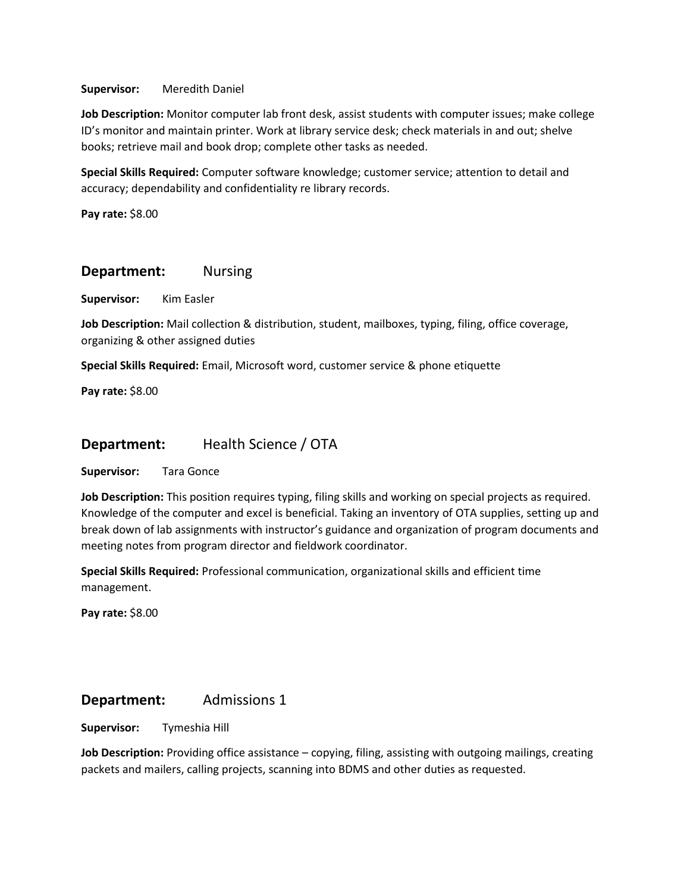**Supervisor:** Meredith Daniel

**Job Description:** Monitor computer lab front desk, assist students with computer issues; make college ID's monitor and maintain printer. Work at library service desk; check materials in and out; shelve books; retrieve mail and book drop; complete other tasks as needed.

**Special Skills Required:** Computer software knowledge; customer service; attention to detail and accuracy; dependability and confidentiality re library records.

**Pay rate:** $8.00

## Department: Nursing

**Supervisor:** Kim Easler

**Job Description:** Mail collection & distribution, student, mailboxes, typing, filing, office coverage, organizing & other assigned duties

**Special Skills Required:** Email, Microsoft word, customer service & phone etiquette

**Pay rate:** $8.00

## Department: Health Science / OTA

**Supervisor:** Tara Gonce

**Job Description:** This position requires typing, filing skills and working on special projects as required. Knowledge of the computer and excel is beneficial. Taking an inventory of OTA supplies, setting up and break down of lab assignments with instructor's guidance and organization of program documents and meeting notes from program director and fieldwork coordinator.

**Special Skills Required:** Professional communication, organizational skills and efficient time management.

**Pay rate:** $8.00

## Department: Admissions 1

**Supervisor:** Tymeshia Hill

**Job Description:** Providing office assistance – copying, filing, assisting with outgoing mailings, creating packets and mailers, calling projects, scanning into BDMS and other duties as requested.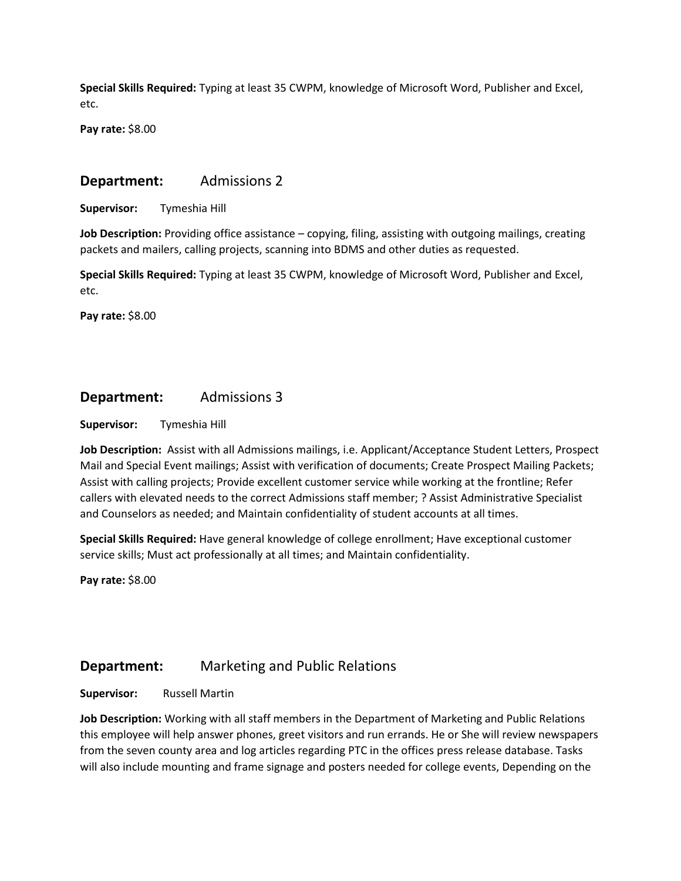**Special Skills Required:** Typing at least 35 CWPM, knowledge of Microsoft Word, Publisher and Excel, etc.

**Pay rate:** $8.00

## Department: Admissions 2

**Supervisor:** Tymeshia Hill

**Job Description:** Providing office assistance – copying, filing, assisting with outgoing mailings, creating packets and mailers, calling projects, scanning into BDMS and other duties as requested.

**Special Skills Required:** Typing at least 35 CWPM, knowledge of Microsoft Word, Publisher and Excel, etc.

**Pay rate:** $8.00

## Department: Admissions 3

**Supervisor:** Tymeshia Hill

**Job Description:** Assist with all Admissions mailings, i.e. Applicant/Acceptance Student Letters, Prospect Mail and Special Event mailings; Assist with verification of documents; Create Prospect Mailing Packets; Assist with calling projects; Provide excellent customer service while working at the frontline; Refer callers with elevated needs to the correct Admissions staff member; ? Assist Administrative Specialist and Counselors as needed; and Maintain confidentiality of student accounts at all times.

**Special Skills Required:** Have general knowledge of college enrollment; Have exceptional customer service skills; Must act professionally at all times; and Maintain confidentiality.

**Pay rate:** $8.00

## Department: Marketing and Public Relations

**Supervisor:** Russell Martin

**Job Description:** Working with all staff members in the Department of Marketing and Public Relations this employee will help answer phones, greet visitors and run errands. He or She will review newspapers from the seven county area and log articles regarding PTC in the offices press release database. Tasks will also include mounting and frame signage and posters needed for college events, Depending on the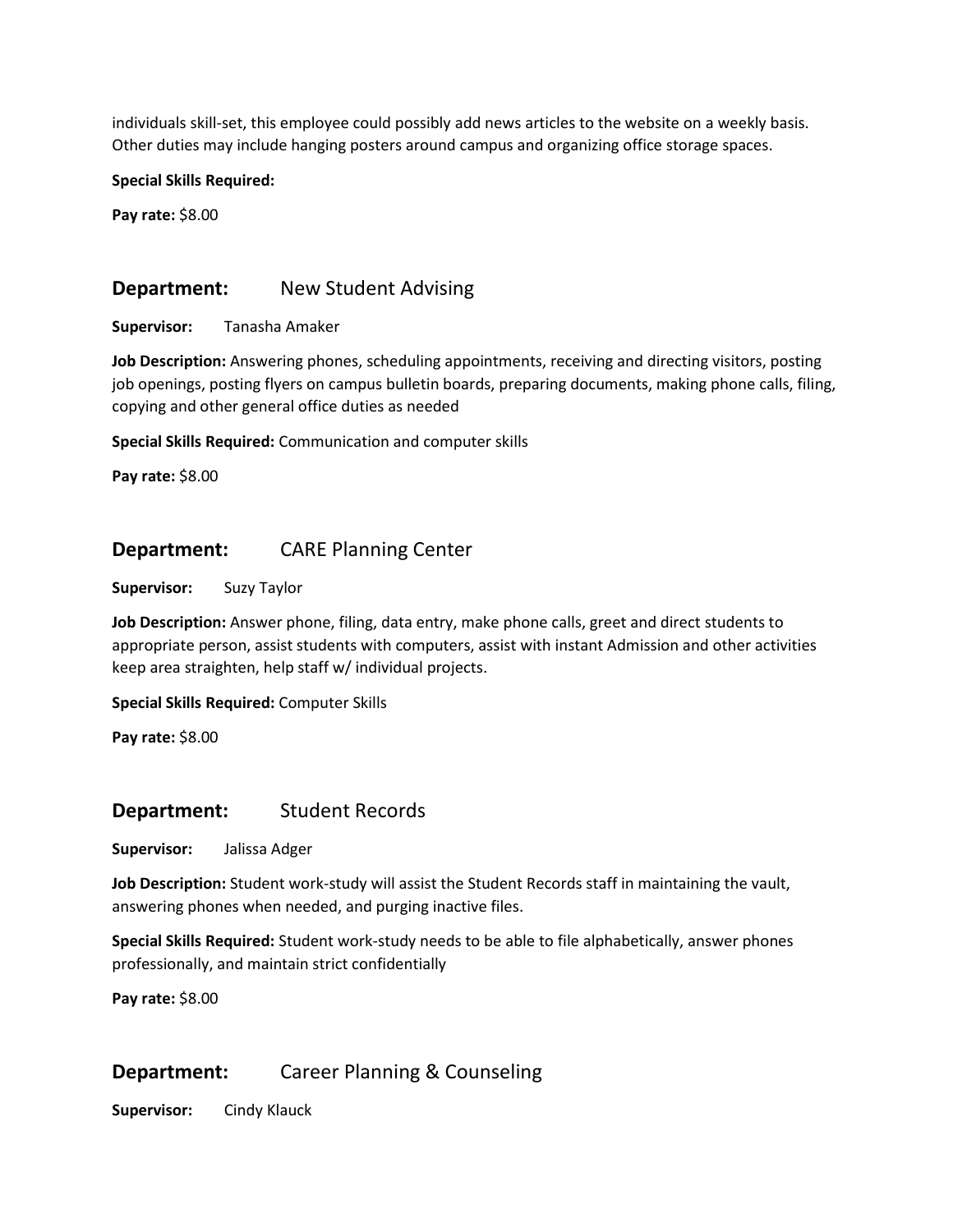individuals skill-set, this employee could possibly add news articles to the website on a weekly basis. Other duties may include hanging posters around campus and organizing office storage spaces.

**Special Skills Required:**

**Pay rate:** $8.00

## Department: New Student Advising

**Supervisor:** Tanasha Amaker

**Job Description:** Answering phones, scheduling appointments, receiving and directing visitors, posting job openings, posting flyers on campus bulletin boards, preparing documents, making phone calls, filing, copying and other general office duties as needed

**Special Skills Required:** Communication and computer skills

**Pay rate:** $8.00

## Department: CARE Planning Center

**Supervisor:** Suzy Taylor

**Job Description:** Answer phone, filing, data entry, make phone calls, greet and direct students to appropriate person, assist students with computers, assist with instant Admission and other activities keep area straighten, help staff w/ individual projects.

**Special Skills Required:** Computer Skills

**Pay rate:** $8.00

## Department: Student Records

**Supervisor:** Jalissa Adger

**Job Description:** Student work-study will assist the Student Records staff in maintaining the vault, answering phones when needed, and purging inactive files.

**Special Skills Required:** Student work-study needs to be able to file alphabetically, answer phones professionally, and maintain strict confidentially

**Pay rate:** $8.00

## Department: Career Planning & Counseling

**Supervisor:** Cindy Klauck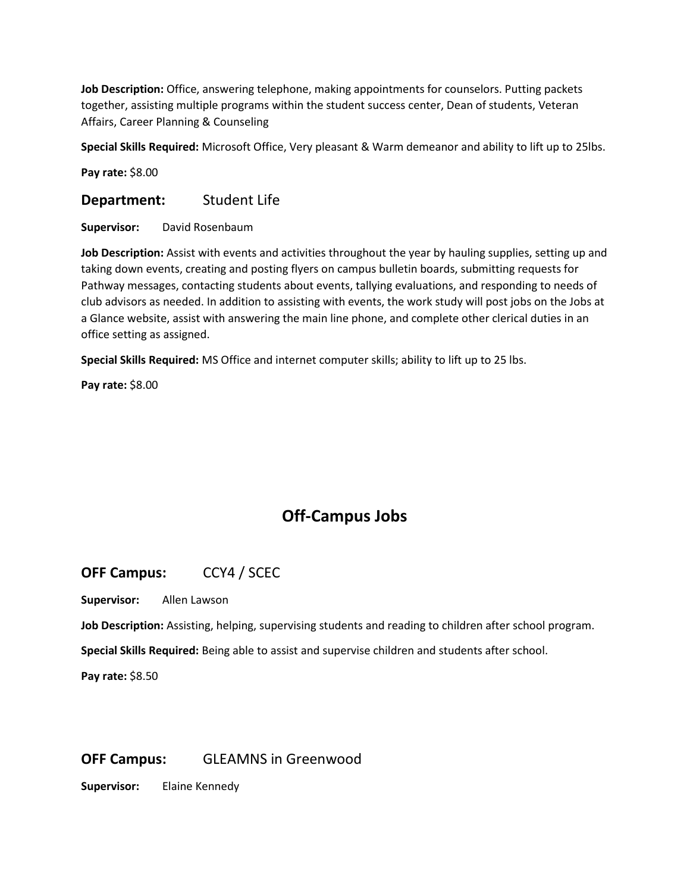**Job Description:** Office, answering telephone, making appointments for counselors. Putting packets together, assisting multiple programs within the student success center, Dean of students, Veteran Affairs, Career Planning & Counseling

**Special Skills Required:** Microsoft Office, Very pleasant & Warm demeanor and ability to lift up to 25lbs.

**Pay rate:** $8.00

## Department: Student Life

**Supervisor:** David Rosenbaum

**Job Description:** Assist with events and activities throughout the year by hauling supplies, setting up and taking down events, creating and posting flyers on campus bulletin boards, submitting requests for Pathway messages, contacting students about events, tallying evaluations, and responding to needs of club advisors as needed. In addition to assisting with events, the work study will post jobs on the Jobs at a Glance website, assist with answering the main line phone, and complete other clerical duties in an office setting as assigned.

**Special Skills Required:** MS Office and internet computer skills; ability to lift up to 25 lbs.

**Pay rate:** $8.00

# Off-Campus Jobs

## OFF Campus: CCY4 / SCEC

**Supervisor:** Allen Lawson

**Job Description:** Assisting, helping, supervising students and reading to children after school program.

**Special Skills Required:** Being able to assist and supervise children and students after school.

**Pay rate:** $8.50

## OFF Campus: GLEAMNS in Greenwood

**Supervisor:** Elaine Kennedy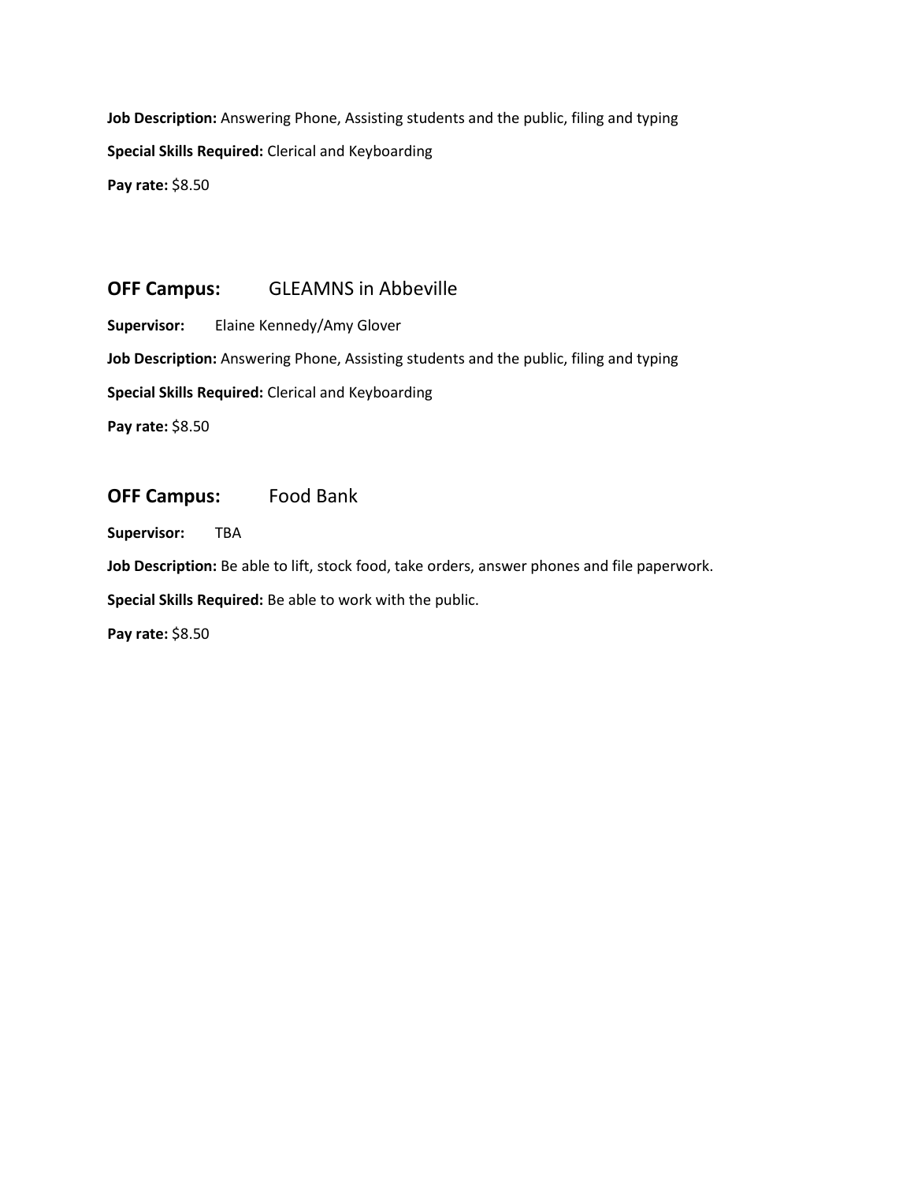**Job Description:** Answering Phone, Assisting students and the public, filing and typing

**Special Skills Required:** Clerical and Keyboarding

**Pay rate:** $8.50

## OFF Campus: GLEAMNS in Abbeville

**Supervisor:** Elaine Kennedy/Amy Glover

**Job Description:** Answering Phone, Assisting students and the public, filing and typing

**Special Skills Required:** Clerical and Keyboarding

**Pay rate:** $8.50

## OFF Campus: Food Bank

**Supervisor:** TBA

**Job Description:** Be able to lift, stock food, take orders, answer phones and file paperwork.

**Special Skills Required:** Be able to work with the public.

**Pay rate:** $8.50